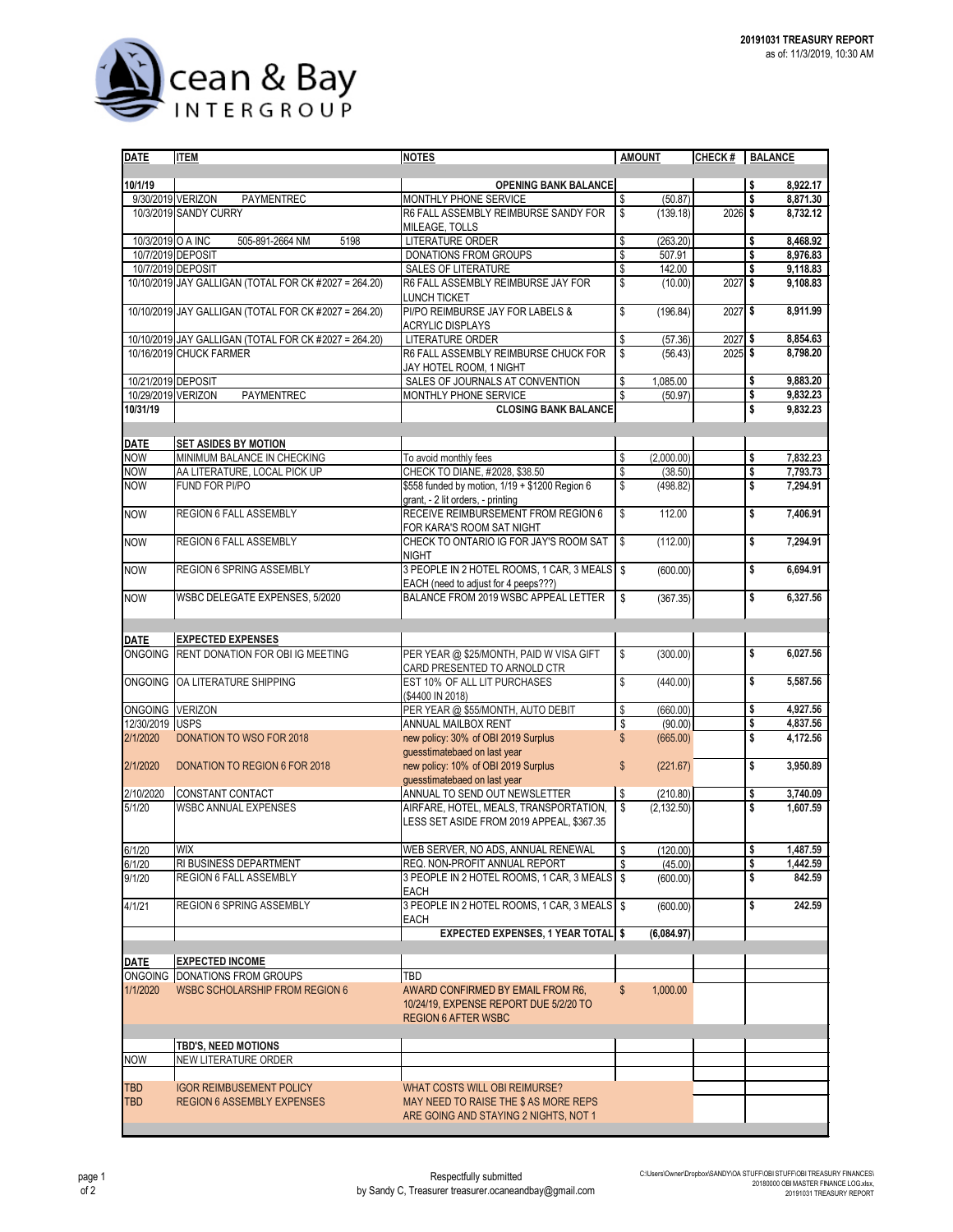Ocean & Bay INTERGROUP

**20191031 TREASURY REPORT**
as of: 11/3/2019, 10:30 AM

| DATE | ITEM | NOTES | AMOUNT | CHECK # | BALANCE |
|---|---|---|---|---|---|
| 10/1/19 | | **OPENING BANK BALANCE** | | | **$ 8,922.17** |
| 9/30/2019 | VERIZON PAYMENTREC | MONTHLY PHONE SERVICE | $ (50.87) | | **$ 8,871.30** |
| 10/3/2019 | SANDY CURRY | R6 FALL ASSEMBLY REIMBURSE SANDY FOR MILEAGE, TOLLS | $ (139.18) | 2026 | **$ 8,732.12** |
| 10/3/2019 | O A INC 505-891-2664 NM 5198 | LITERATURE ORDER | $ (263.20) | | **$ 8,468.92** |
| 10/7/2019 | DEPOSIT | DONATIONS FROM GROUPS | $ 507.91 | | **$ 8,976.83** |
| 10/7/2019 | DEPOSIT | SALES OF LITERATURE | $ 142.00 | | **$ 9,118.83** |
| 10/10/2019 | JAY GALLIGAN (TOTAL FOR CK #2027 = 264.20) | R6 FALL ASSEMBLY REIMBURSE JAY FOR LUNCH TICKET | $ (10.00) | 2027 | **$ 9,108.83** |
| 10/10/2019 | JAY GALLIGAN (TOTAL FOR CK #2027 = 264.20) | PI/PO REIMBURSE JAY FOR LABELS & ACRYLIC DISPLAYS | $ (196.84) | 2027 | **$ 8,911.99** |
| 10/10/2019 | JAY GALLIGAN (TOTAL FOR CK #2027 = 264.20) | LITERATURE ORDER | $ (57.36) | 2027 | **$ 8,854.63** |
| 10/16/2019 | CHUCK FARMER | R6 FALL ASSEMBLY REIMBURSE CHUCK FOR JAY HOTEL ROOM, 1 NIGHT | $ (56.43) | 2025 | **$ 8,798.20** |
| 10/21/2019 | DEPOSIT | SALES OF JOURNALS AT CONVENTION | $ 1,085.00 | | **$ 9,883.20** |
| 10/29/2019 | VERIZON PAYMENTREC | MONTHLY PHONE SERVICE | $ (50.97) | | **$ 9,832.23** |
| 10/31/19 | | **CLOSING BANK BALANCE** | | | **$ 9,832.23** |
| | | | | | |
| **DATE** | **SET ASIDES BY MOTION** | | | | |
| NOW | MINIMUM BALANCE IN CHECKING | To avoid monthly fees | $ (2,000.00) | | **$ 7,832.23** |
| NOW | AA LITERATURE, LOCAL PICK UP | CHECK TO DIANE, #2028, $38.50 | $ (38.50) | | **$ 7,793.73** |
| NOW | FUND FOR PI/PO | $558 funded by motion, 1/19 + $1200 Region 6 grant, - 2 lit orders, - printing | $ (498.82) | | **$ 7,294.91** |
| NOW | REGION 6 FALL ASSEMBLY | RECEIVE REIMBURSEMENT FROM REGION 6 FOR KARA'S ROOM SAT NIGHT | $ 112.00 | | **$ 7,406.91** |
| NOW | REGION 6 FALL ASSEMBLY | CHECK TO ONTARIO IG FOR JAY'S ROOM SAT NIGHT | $ (112.00) | | **$ 7,294.91** |
| NOW | REGION 6 SPRING ASSEMBLY | 3 PEOPLE IN 2 HOTEL ROOMS, 1 CAR, 3 MEALS EACH (need to adjust for 4 peeps???) | $ (600.00) | | **$ 6,694.91** |
| NOW | WSBC DELEGATE EXPENSES, 5/2020 | BALANCE FROM 2019 WSBC APPEAL LETTER | $ (367.35) | | **$ 6,327.56** |
| | | | | | |
| **DATE** | **EXPECTED EXPENSES** | | | | |
| ONGOING | RENT DONATION FOR OBI IG MEETING | PER YEAR @ $25/MONTH, PAID W VISA GIFT CARD PRESENTED TO ARNOLD CTR | $ (300.00) | | **$ 6,027.56** |
| ONGOING | OA LITERATURE SHIPPING | EST 10% OF ALL LIT PURCHASES ($4400 IN 2018) | $ (440.00) | | **$ 5,587.56** |
| ONGOING | VERIZON | PER YEAR @ $55/MONTH, AUTO DEBIT | $ (660.00) | | **$ 4,927.56** |
| 12/30/2019 | USPS | ANNUAL MAILBOX RENT | $ (90.00) | | **$ 4,837.56** |
| 2/1/2020 | DONATION TO WSO FOR 2018 | new policy: 30% of OBI 2019 Surplus guesstimatebaed on last year | $ (665.00) | | **$ 4,172.56** |
| 2/1/2020 | DONATION TO REGION 6 FOR 2018 | new policy: 10% of OBI 2019 Surplus guesstimatebaed on last year | $ (221.67) | | **$ 3,950.89** |
| 2/10/2020 | CONSTANT CONTACT | ANNUAL TO SEND OUT NEWSLETTER | $ (210.80) | | **$ 3,740.09** |
| 5/1/20 | WSBC ANNUAL EXPENSES | AIRFARE, HOTEL, MEALS, TRANSPORTATION, LESS SET ASIDE FROM 2019 APPEAL, $367.35 | $ (2,132.50) | | **$ 1,607.59** |
| 6/1/20 | WIX | WEB SERVER, NO ADS, ANNUAL RENEWAL | $ (120.00) | | **$ 1,487.59** |
| 6/1/20 | RI BUSINESS DEPARTMENT | REQ. NON-PROFIT ANNUAL REPORT | $ (45.00) | | **$ 1,442.59** |
| 9/1/20 | REGION 6 FALL ASSEMBLY | 3 PEOPLE IN 2 HOTEL ROOMS, 1 CAR, 3 MEALS EACH | $ (600.00) | | **$ 842.59** |
| 4/1/21 | REGION 6 SPRING ASSEMBLY | 3 PEOPLE IN 2 HOTEL ROOMS, 1 CAR, 3 MEALS EACH | $ (600.00) | | **$ 242.59** |
| | | **EXPECTED EXPENSES, 1 YEAR TOTAL** | **$ (6,084.97)** | | |
| | | | | | |
| **DATE** | **EXPECTED INCOME** | | | | |
| ONGOING | DONATIONS FROM GROUPS | TBD | | | |
| 1/1/2020 | WSBC SCHOLARSHIP FROM REGION 6 | AWARD CONFIRMED BY EMAIL FROM R6, 10/24/19, EXPENSE REPORT DUE 5/2/20 TO REGION 6 AFTER WSBC | $ 1,000.00 | | |
| | | | | | |
| | **TBD'S, NEED MOTIONS** | | | | |
| NOW | NEW LITERATURE ORDER | | | | |
| TBD | IGOR REIMBUSEMENT POLICY | WHAT COSTS WILL OBI REIMURSE? | | | |
| TBD | REGION 6 ASSEMBLY EXPENSES | MAY NEED TO RAISE THE $ AS MORE REPS ARE GOING AND STAYING 2 NIGHTS, NOT 1 | | | |

Respectfully submitted
by Sandy C, Treasurer treasurer.ocaneandbay@gmail.com

C:\Users\Owner\Dropbox\SANDY\OA STUFF\OBI STUFF\OBI TREASURY FINANCES\20180000 OBI MASTER FINANCE LOG.xlsx, 20191031 TREASURY REPORT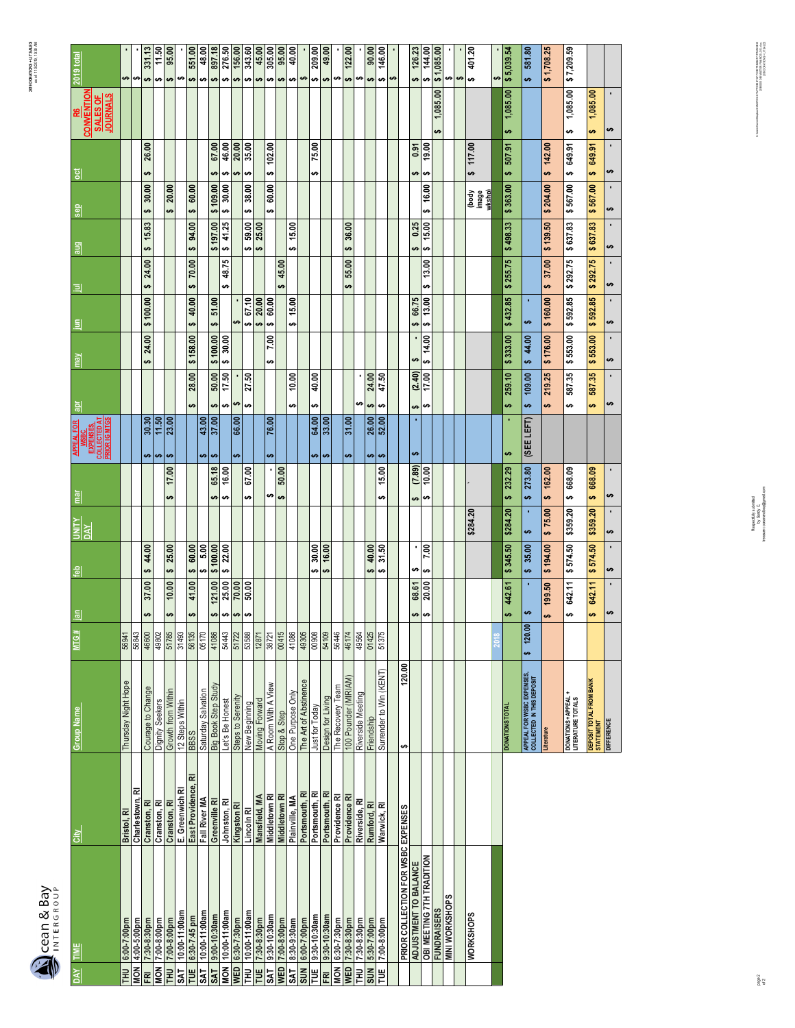Ocean & Bay INTERGROUP

2019 DONATIONS + LIT SALES

| DAY | TIME | City | Group Name | MTG # | jan | feb | UNITY DAY | mar | APPEAL FOR WSBC EXPENSES, COLLECTED AT PRIOR IG MTGS | apr | may | jun | jul | aug | sep | oct | R6 CONVENTION SALES OF JOURNALS | 2019 total |
|---|---|---|---|---|---|---|---|---|---|---|---|---|---|---|---|---|---|---|
| THU | 6:00-7:00pm | Bristol, RI | Thursday Night Hope | 56941 | | | | | | | | | | | | | | $ - |
| MON | 4:00-5:00pm | Charlestown, RI | | 56843 | | | | | | | | | | | | | | $ - |
| FRI | 7:30-8:30pm | Cranston, RI | Courage to Change | 46600 | $ 37.00 | $ 44.00 | | | $ 30.30 | | $ 24.00 | $ 100.00 | $ 24.00 | $ 15.83 | $ 30.00 | $ 26.00 | | $ 331.13 |
| MON | 7:00-8:00pm | Cranston, RI | Dignity Seekers | 49802 | | | | | $ 11.50 | | | | | | | | | $ 11.50 |
| THU | 7:00-8:00pm | Cranston, RI | Growth from Within | 51785 | $ 10.00 | $ 25.00 | | $ 17.00 | $ 23.00 | | | | | | $ 20.00 | | | $ 95.00 |
| SAT | 10:00-11:00am | E. Greenwich RI | 12 Steps Within | 31493 | | | | | | | | | | | | | | $ - |
| TUE | 6:30-7:45 pm | East Providence, RI | BBSS | 56135 | $ 41.00 | $ 60.00 | | | | $ 28.00 | $ 158.00 | $ 40.00 | $ 70.00 | $ 94.00 | $ 60.00 | | | $ 551.00 |
| SAT | 10:00-11:00am | Fall River MA | Saturday Salvation | 05170 | | $ 5.00 | | | $ 43.00 | | | | | | | | | $ 48.00 |
| SAT | 9:00-10:30am | Greenville RI | Big Book Step Study | 41086 | $ 121.00 | $ 100.00 | | $ 65.18 | $ 37.00 | $ 50.00 | $ 100.00 | $ 51.00 | | $ 197.00 | $ 109.00 | $ 67.00 | | $ 897.18 |
| MON | 10:00-11:00am | Johnston, RI | Let's Be Honest | 54443 | $ 25.00 | $ 22.00 | | $ 16.00 | | $ 17.50 | $ 30.00 | | $ 48.75 | $ 41.25 | $ 30.00 | $ 46.00 | | $ 276.50 |
| WED | 6:30-7:30pm | Kingston RI | Steps to Serenity | 51722 | $ 70.00 | | | | $ 66.00 | $ - | | $ - | | | | $ 20.00 | | $ 156.00 |
| THU | 10:00-11:00am | Lincoln RI | New Beginning | 53588 | $ 50.00 | | | $ 67.00 | | $ 27.50 | | $ 67.10 | | $ 59.00 | $ 38.00 | $ 35.00 | | $ 343.60 |
| TUE | 7:30-8:30pm | Mansfield, MA | Moving Forward | 12871 | | | | | | | | $ 20.00 | | $ 25.00 | | | | $ 45.00 |
| SAT | 9:30-10:30am | Middletown RI | A Room With A View | 38721 | | | | $ - | $ 76.00 | | $ 7.00 | $ 60.00 | | | $ 60.00 | $ 102.00 | | $ 305.00 |
| WED | 7:00-8:00pm | Middletown RI | Stop & Step | 00415 | | | | $ 50.00 | | | | | $ 45.00 | | | | | $ 95.00 |
| SAT | 8:30-9:30am | Plainville, MA | One Purpose Only | 41086 | | | | | | $ 10.00 | | $ 15.00 | | $ 15.00 | | | | $ 40.00 |
| SUN | 6:00-7:00pm | Portsmouth, RI | The Art of Abstinence | 49305 | | | | | | | | | | | | | | $ - |
| TUE | 9:30-10:30am | Portsmouth, RI | Just for Today | 00908 | | $ 30.00 | | | $ 64.00 | $ 40.00 | | | | | | $ 75.00 | | $ 209.00 |
| FRI | 9:30-10:30am | Portsmouth, RI | Design for Living | 54109 | | $ 16.00 | | | $ 33.00 | | | | | | | | | $ 49.00 |
| MON | 6:30-7:30pm | Providence RI | The Recovery Team | 56446 | | | | | | | | | | | | | | $ - |
| WED | 7:30-8:30pm | Providence RI | 100 Pounder (MIRIAM) | 46174 | | | | | $ 31.00 | | | | $ 55.00 | $ 36.00 | | | | $ 122.00 |
| THU | 7:30-8:30pm | Riverside, RI | Riverside Meeting | 49564 | | | | | | $ - | | | | | | | | $ - |
| SUN | 5:30-7:00pm | Rumford, RI | Friendship | 01425 | | $ 40.00 | | | $ 26.00 | $ 24.00 | | | | | | | | $ 90.00 |
| TUE | 7:00-8:00pm | Warwick, RI | Surrender to Win (KENT) | 51375 | | $ 31.50 | | $ 15.00 | $ 52.00 | $ 47.50 | | | | | | | | $ 146.00 |
| | | | $ 120.00 | | | | | | | | | | | | | | | $ - |
| PRIOR COLLECTION FOR WSBC EXPENSES | | | | | | | | | | | | | | | | | | |
| ADJUSTMENT TO BALANCE | | | | | $ 68.61 | $ - | | $ (7.89) | $ - | $ (2.40) | $ - | $ 66.75 | | $ 0.25 | | $ 0.91 | | $ 126.23 |
| OBI MEETING 7TH TRADITION | | | | | $ 20.00 | $ 7.00 | | $ 10.00 | | $ 17.00 | $ 14.00 | $ 13.00 | $ 13.00 | $ 15.00 | $ 16.00 | $ 19.00 | | $ 144.00 |
| FUNDRAISERS | | | | | | | | | | | | | | | | | $ 1,085.00 | $ 1,085.00 |
| MINI WORKSHOPS | | | | | | | | | | | | | | | | | | $ - |
| | | | | | | | | | | | | | | | | | | $ - |
| WORKSHOPS | | | | | | | $284.20 | | | | | | | | (body image wkshp) | $ 117.00 | | $ 401.20 |
| | | | | | | | | | | | | | | | | | | $ - |
| | | | DONATIONS TOTAL | 2018 | $ 442.61 | $ 345.50 | $284.20 | $ 232.29 | $ - | $ 259.10 | $ 333.00 | $ 432.85 | $ 255.75 | $ 498.33 | $ 363.00 | $ 507.91 | $ 1,085.00 | $ 5,039.54 |
| | | | APPEAL FOR WSBC EXPENSES, COLLECTED IN THIS DEPOSIT | $ 120.00 | $ - | $ 35.00 | $ - | $ 273.80 | (SEE LEFT) | $ 109.00 | $ 44.00 | $ - | | | | | | $ 581.80 |
| | | | Literature | | $ 199.50 | $ 194.00 | $ 75.00 | $ 162.00 | | $ 219.25 | $ 176.00 | $ 160.00 | $ 37.00 | $ 139.50 | $ 204.00 | $ 142.00 | | $ 1,708.25 |
| | | | DONATIONS+APPEAL + LITERATURE TOTALS | | $ 642.11 | $ 574.50 | $359.20 | $ 668.09 | | $ 587.35 | $ 553.00 | $ 592.85 | $ 292.75 | $ 637.83 | $ 567.00 | $ 649.91 | $ 1,085.00 | $ 7,209.59 |
| | | | DEPOSIT TOTAL FROM BANK STATEMENT | | $ 642.11 | $ 574.50 | $359.20 | $ 668.09 | | $ 587.35 | $ 553.00 | $ 592.85 | $ 292.75 | $ 637.83 | $ 567.00 | $ 649.91 | $ 1,085.00 | |
| | | | DIFFERENCE | | $ - | $ - | $ - | $ - | | $ - | $ - | $ - | $ - | $ - | $ - | $ - | $ - | |

Respectfully submitted
by Betsy C.
treasurer.oceanandbay@gmail.com